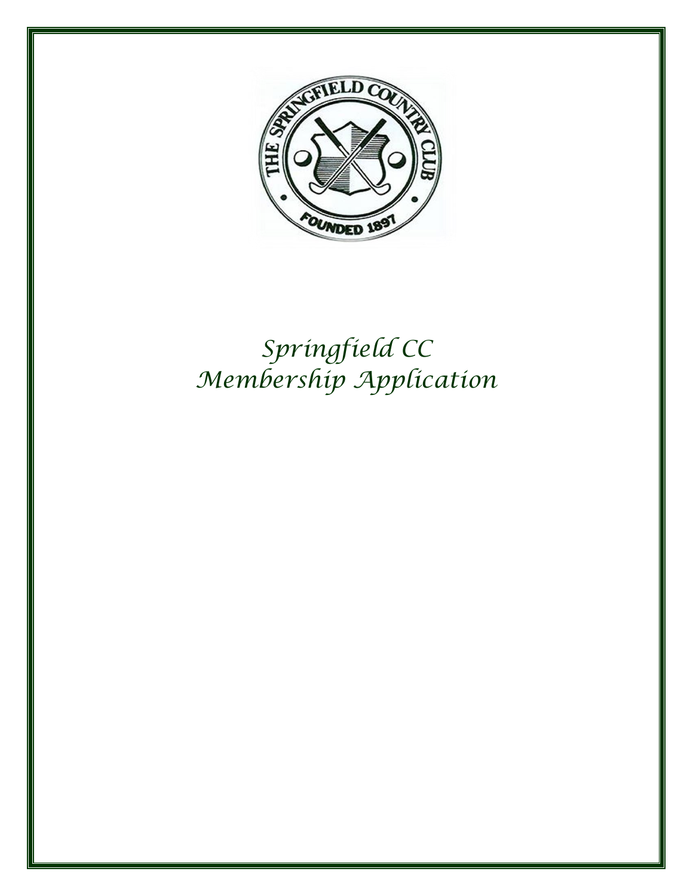# *Springfield CC*
# *Membership Application*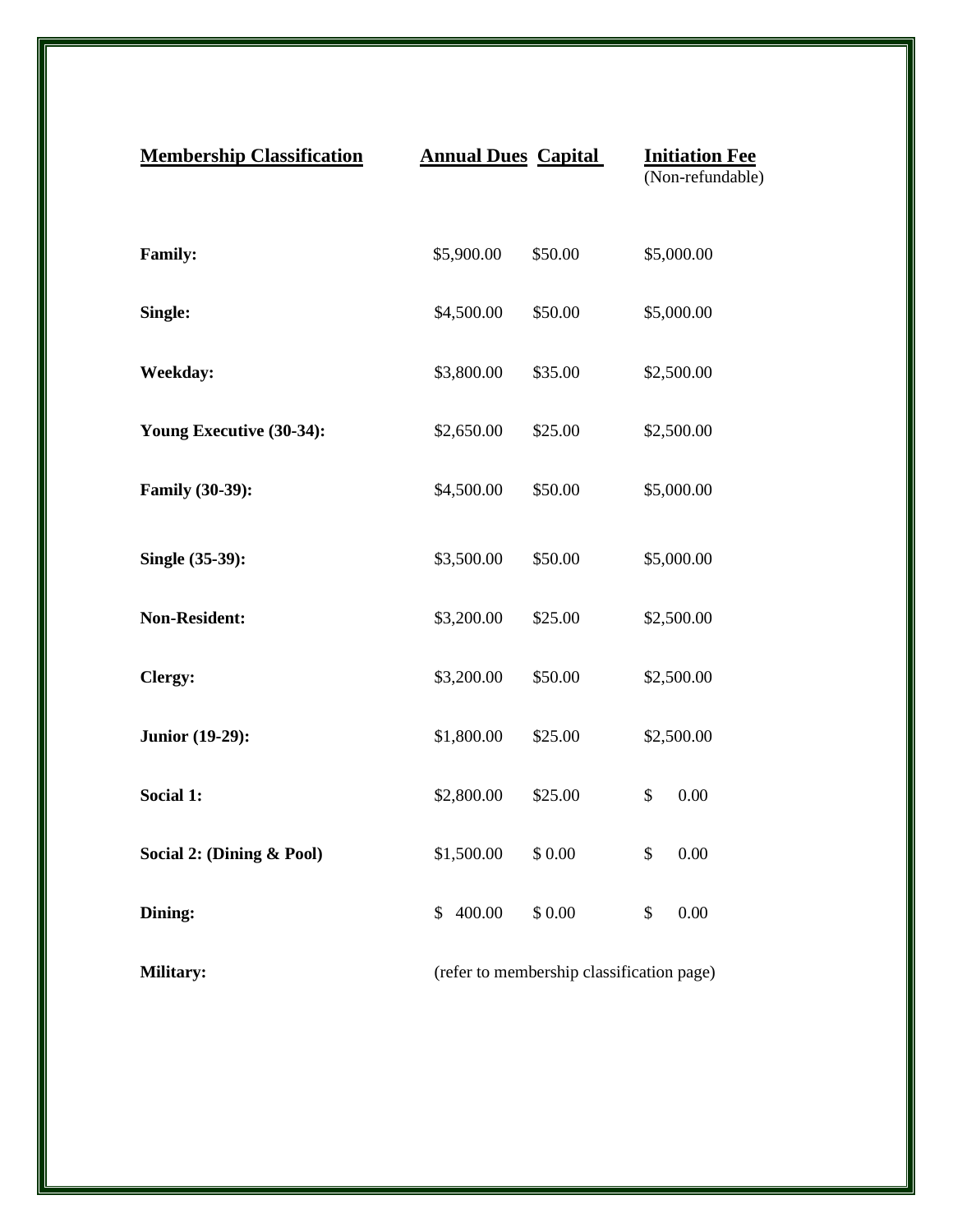| Membership Classification | Annual Dues | Capital | Initiation Fee (Non-refundable) |
|---|---|---|---|
| **Family:** | $5,900.00 | $50.00 | $5,000.00 |
| **Single:** | $4,500.00 | $50.00 | $5,000.00 |
| **Weekday:** | $3,800.00 | $35.00 | $2,500.00 |
| **Young Executive (30-34):** | $2,650.00 | $25.00 | $2,500.00 |
| **Family (30-39):** | $4,500.00 | $50.00 | $5,000.00 |
| **Single (35-39):** | $3,500.00 | $50.00 | $5,000.00 |
| **Non-Resident:** | $3,200.00 | $25.00 | $2,500.00 |
| **Clergy:** | $3,200.00 | $50.00 | $2,500.00 |
| **Junior (19-29):** | $1,800.00 | $25.00 | $2,500.00 |
| **Social 1:** | $2,800.00 | $25.00 | $ 0.00 |
| **Social 2: (Dining & Pool)** | $1,500.00 | $ 0.00 | $ 0.00 |
| **Dining:** | $ 400.00 | $ 0.00 | $ 0.00 |
| **Military:** | (refer to membership classification page) | | |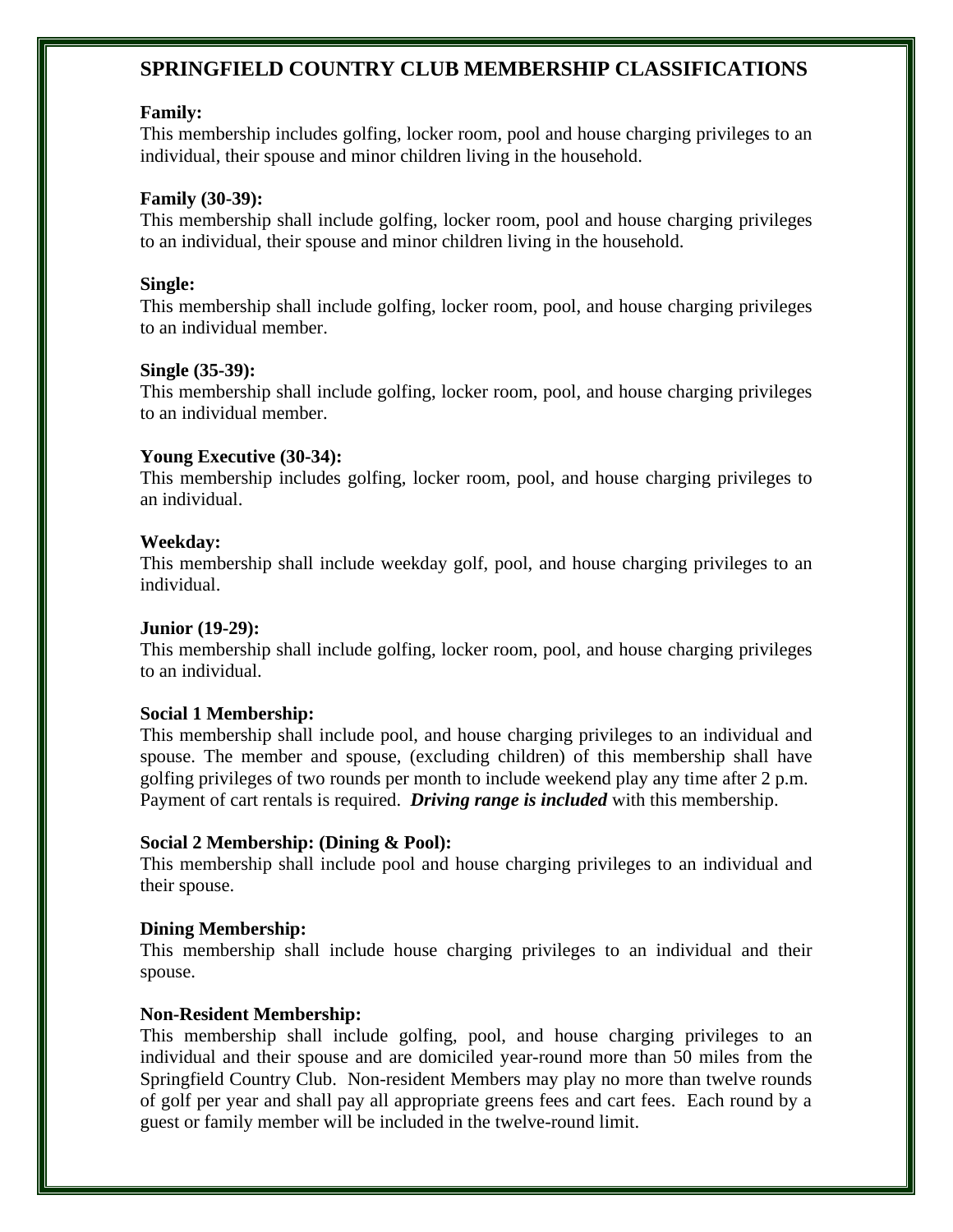# SPRINGFIELD COUNTRY CLUB MEMBERSHIP CLASSIFICATIONS

**Family:**
This membership includes golfing, locker room, pool and house charging privileges to an individual, their spouse and minor children living in the household.

**Family (30-39):**
This membership shall include golfing, locker room, pool and house charging privileges to an individual, their spouse and minor children living in the household.

**Single:**
This membership shall include golfing, locker room, pool, and house charging privileges to an individual member.

**Single (35-39):**
This membership shall include golfing, locker room, pool, and house charging privileges to an individual member.

**Young Executive (30-34):**
This membership includes golfing, locker room, pool, and house charging privileges to an individual.

**Weekday:**
This membership shall include weekday golf, pool, and house charging privileges to an individual.

**Junior (19-29):**
This membership shall include golfing, locker room, pool, and house charging privileges to an individual.

**Social 1 Membership:**
This membership shall include pool, and house charging privileges to an individual and spouse. The member and spouse, (excluding children) of this membership shall have golfing privileges of two rounds per month to include weekend play any time after 2 p.m. Payment of cart rentals is required. ***Driving range is included*** with this membership.

**Social 2 Membership: (Dining & Pool):**
This membership shall include pool and house charging privileges to an individual and their spouse.

**Dining Membership:**
This membership shall include house charging privileges to an individual and their spouse.

**Non-Resident Membership:**
This membership shall include golfing, pool, and house charging privileges to an individual and their spouse and are domiciled year-round more than 50 miles from the Springfield Country Club. Non-resident Members may play no more than twelve rounds of golf per year and shall pay all appropriate greens fees and cart fees. Each round by a guest or family member will be included in the twelve-round limit.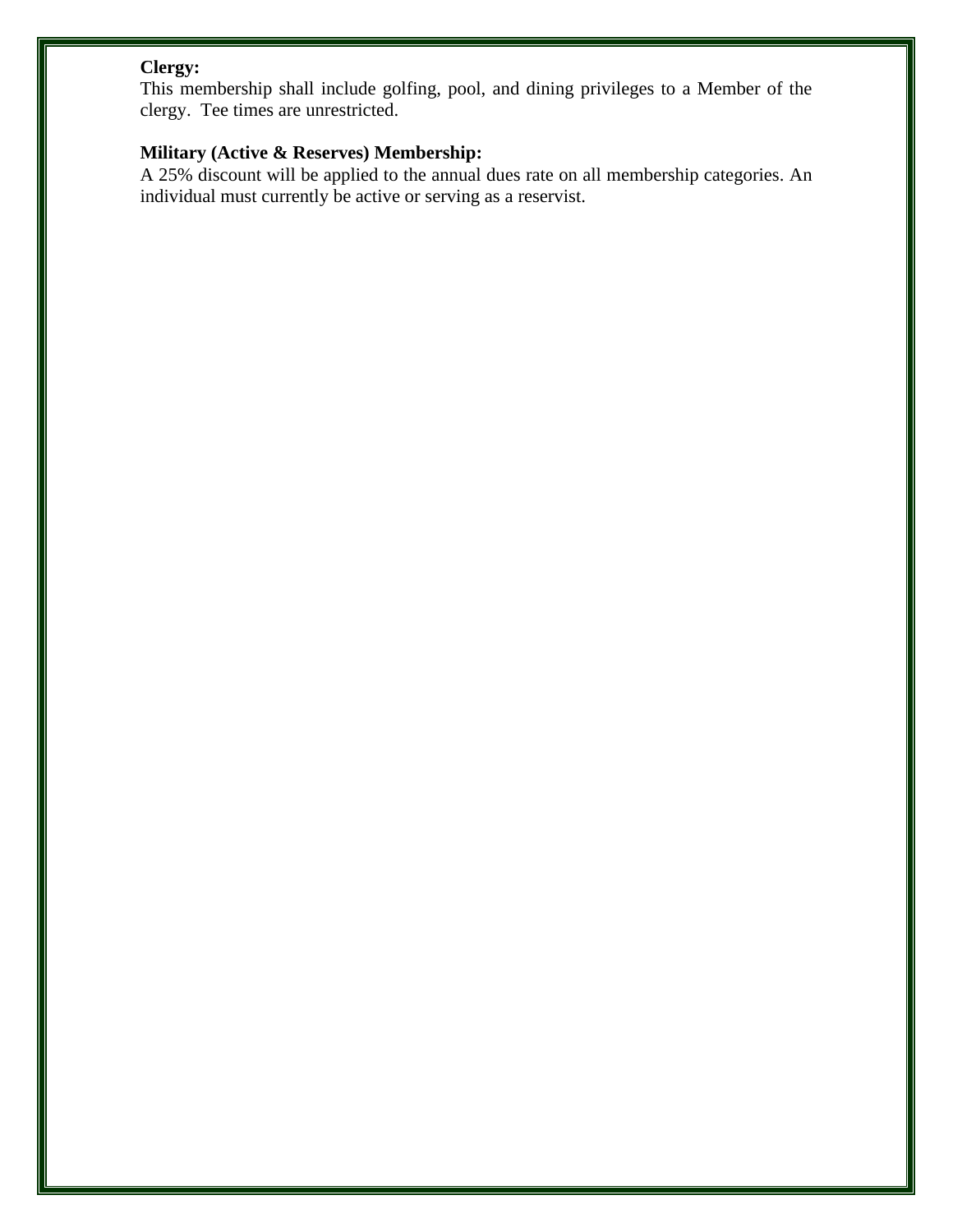**Clergy:**
This membership shall include golfing, pool, and dining privileges to a Member of the clergy. Tee times are unrestricted.

**Military (Active & Reserves) Membership:**
A 25% discount will be applied to the annual dues rate on all membership categories. An individual must currently be active or serving as a reservist.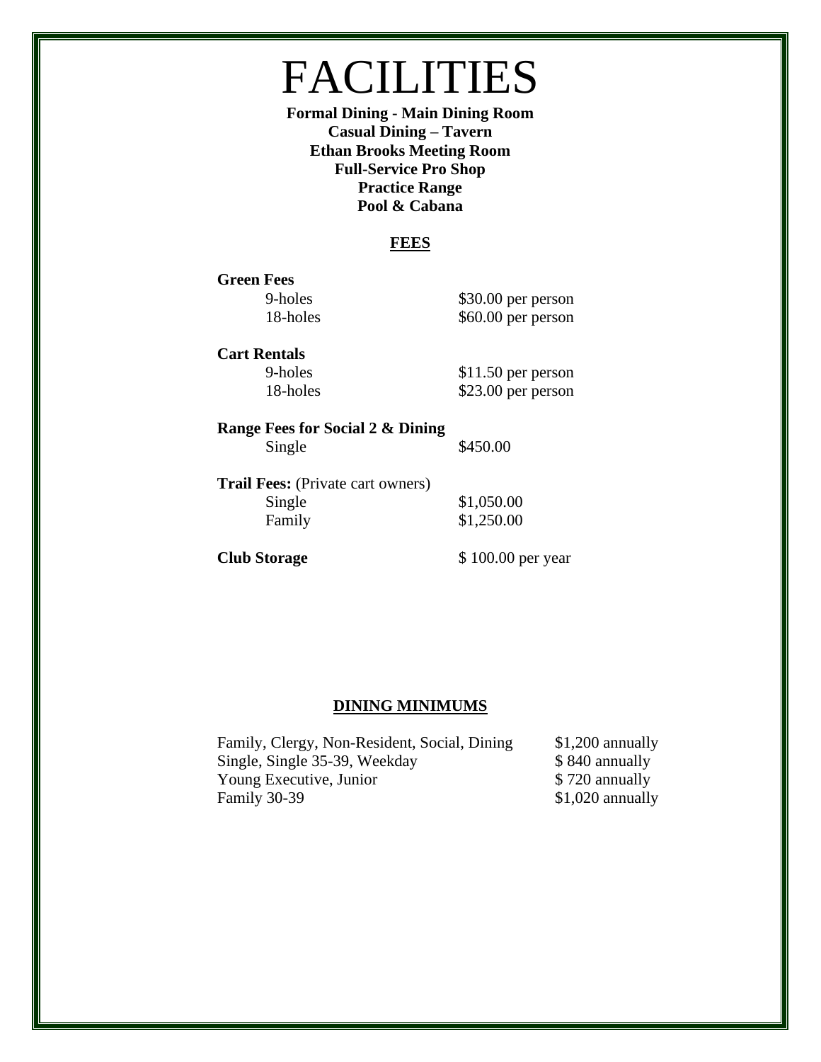# FACILITIES

**Formal Dining - Main Dining Room**
**Casual Dining – Tavern**
**Ethan Brooks Meeting Room**
**Full-Service Pro Shop**
**Practice Range**
**Pool & Cabana**

## FEES

| | |
|---|---|
| **Green Fees** | |
| 9-holes | $30.00 per person |
| 18-holes | $60.00 per person |
| **Cart Rentals** | |
| 9-holes | $11.50 per person |
| 18-holes | $23.00 per person |
| **Range Fees for Social 2 & Dining** | |
| Single | $450.00 |
| **Trail Fees:** (Private cart owners) | |
| Single | $1,050.00 |
| Family | $1,250.00 |
| **Club Storage** | $ 100.00 per year |

## DINING MINIMUMS

| | |
|---|---|
| Family, Clergy, Non-Resident, Social, Dining | $1,200 annually |
| Single, Single 35-39, Weekday | $ 840 annually |
| Young Executive, Junior | $ 720 annually |
| Family 30-39 | $1,020 annually |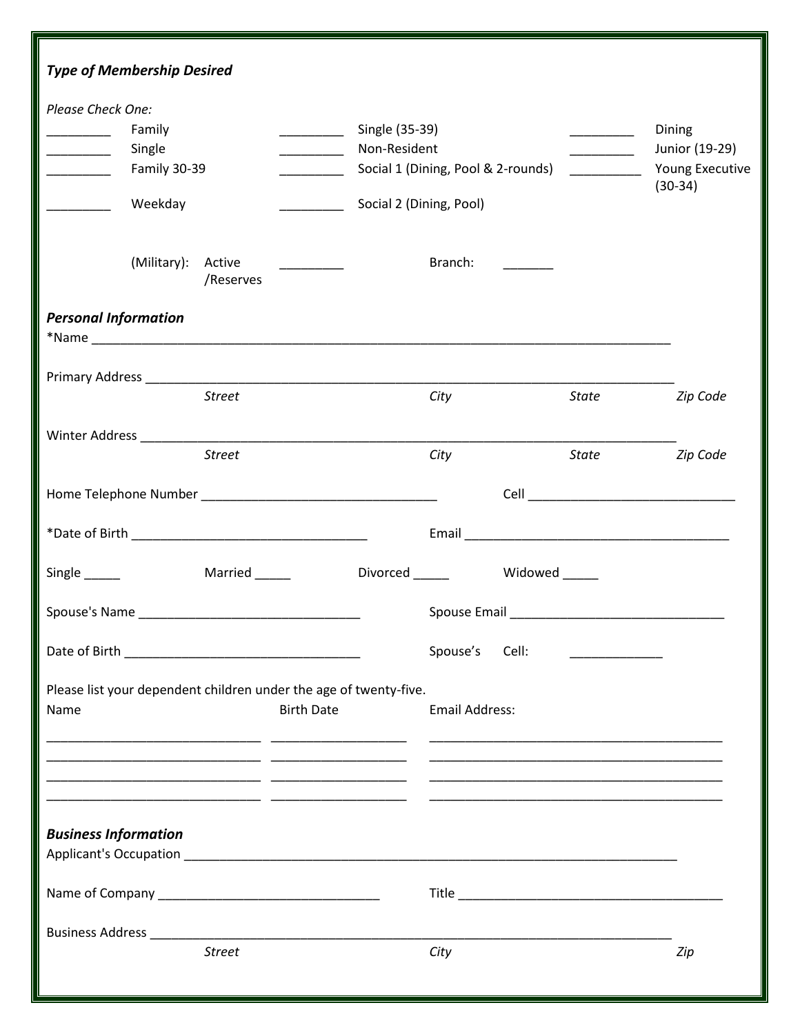***Type of Membership Desired***

*Please Check One:*

| | | | | | |
|---|---|---|---|---|---|
| _________ | Family | _________ | Single (35-39) | _________ | Dining |
| _________ | Single | _________ | Non-Resident | _________ | Junior (19-29) |
| _________ | Family 30-39 | _________ | Social 1 (Dining, Pool & 2-rounds) | __________ | Young Executive (30-34) |
| _________ | Weekday | _________ | Social 2 (Dining, Pool) | | |

(Military): Active /Reserves _________ Branch: _______

***Personal Information***

*Name ________________________________________________________________________________

Primary Address __________________________________________________________________________

*Street* *City* *State* *Zip Code*

Winter Address ___________________________________________________________________________

*Street* *City* *State* *Zip Code*

Home Telephone Number _________________________________ Cell _____________________________

*Date of Birth _________________________________ Email _____________________________________

Single _____ Married _____ Divorced _____ Widowed _____

Spouse's Name _______________________________ Spouse Email ______________________________

Date of Birth _________________________________ Spouse's Cell: _____________

Please list your dependent children under the age of twenty-five.

| Name | Birth Date | Email Address: |
|---|---|---|
| ______________________________ | ___________________ | __________________________________________ |
| ______________________________ | ___________________ | __________________________________________ |
| ______________________________ | ___________________ | __________________________________________ |
| ______________________________ | ___________________ | __________________________________________ |

***Business Information***

Applicant's Occupation _______________________________________________________________________

Name of Company _______________________________ Title _____________________________________

Business Address __________________________________________________________________________

*Street* *City* *Zip*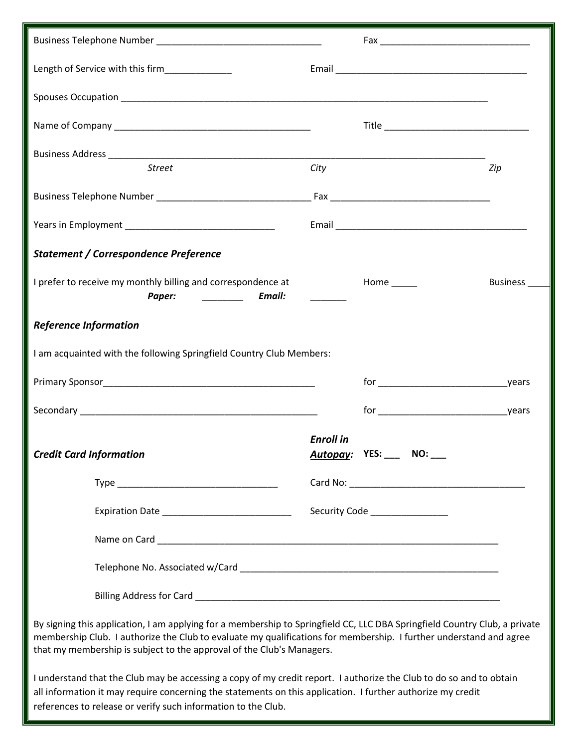Business Telephone Number _________________________________ Fax _____________________________

Length of Service with this firm_____________ Email ______________________________________

Spouses Occupation _________________________________________________________________________

Name of Company _______________________________________ Title ____________________________

Business Address ____________________________________________________________________________

*Street* *City* *Zip*

Business Telephone Number ______________________________ Fax _______________________________

Years in Employment _____________________________ Email ______________________________________

***Statement / Correspondence Preference***

I prefer to receive my monthly billing and correspondence at Home _____ Business ____

***Paper:*** ________ ***Email:*** _______

***Reference Information***

I am acquainted with the following Springfield Country Club Members:

Primary Sponsor__________________________________________ for _________________________years

Secondary ________________________________________________ for _________________________years

***Credit Card Information*** ***Enroll in Autopay:*** **YES: ___ NO: ___**

Type _______________________________ Card No: __________________________________

Expiration Date _________________________ Security Code _______________

Name on Card ____________________________________________________________________

Telephone No. Associated w/Card ___________________________________________________

Billing Address for Card _____________________________________________________________

By signing this application, I am applying for a membership to Springfield CC, LLC DBA Springfield Country Club, a private membership Club. I authorize the Club to evaluate my qualifications for membership. I further understand and agree that my membership is subject to the approval of the Club's Managers.

I understand that the Club may be accessing a copy of my credit report. I authorize the Club to do so and to obtain all information it may require concerning the statements on this application. I further authorize my credit references to release or verify such information to the Club.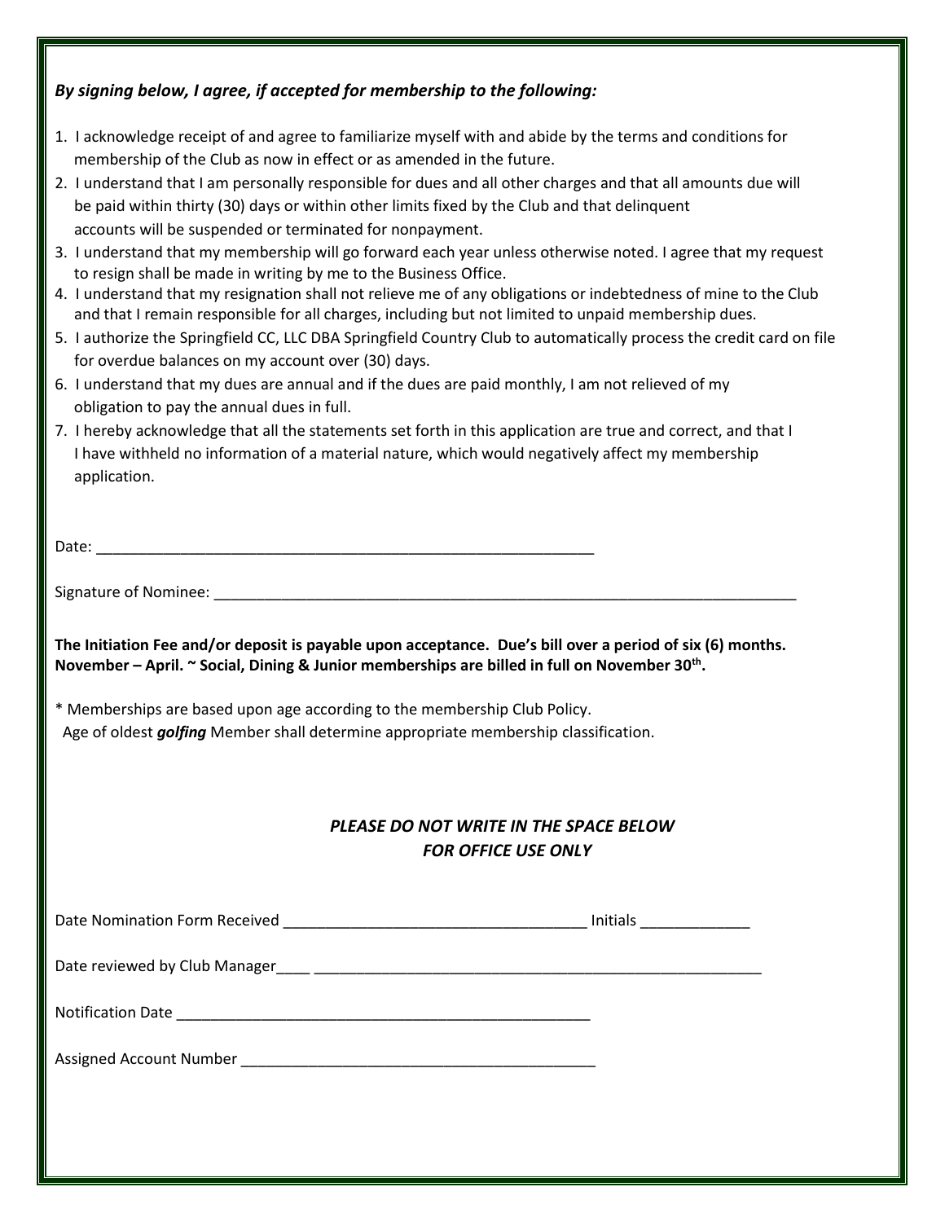***By signing below, I agree, if accepted for membership to the following:***

1. I acknowledge receipt of and agree to familiarize myself with and abide by the terms and conditions for membership of the Club as now in effect or as amended in the future.
2. I understand that I am personally responsible for dues and all other charges and that all amounts due will be paid within thirty (30) days or within other limits fixed by the Club and that delinquent accounts will be suspended or terminated for nonpayment.
3. I understand that my membership will go forward each year unless otherwise noted. I agree that my request to resign shall be made in writing by me to the Business Office.
4. I understand that my resignation shall not relieve me of any obligations or indebtedness of mine to the Club and that I remain responsible for all charges, including but not limited to unpaid membership dues.
5. I authorize the Springfield CC, LLC DBA Springfield Country Club to automatically process the credit card on file for overdue balances on my account over (30) days.
6. I understand that my dues are annual and if the dues are paid monthly, I am not relieved of my obligation to pay the annual dues in full.
7. I hereby acknowledge that all the statements set forth in this application are true and correct, and that I I have withheld no information of a material nature, which would negatively affect my membership application.

Date: ______________________________________________________________

Signature of Nominee: ________________________________________________________________________

**The Initiation Fee and/or deposit is payable upon acceptance. Due's bill over a period of six (6) months. November – April. ~ Social, Dining & Junior memberships are billed in full on November 30th.**

* Memberships are based upon age according to the membership Club Policy.
Age of oldest ***golfing*** Member shall determine appropriate membership classification.

***PLEASE DO NOT WRITE IN THE SPACE BELOW***
***FOR OFFICE USE ONLY***

Date Nomination Form Received _____________________________________ Initials _____________

Date reviewed by Club Manager____ ________________________________________________________

Notification Date ___________________________________________________

Assigned Account Number ____________________________________________